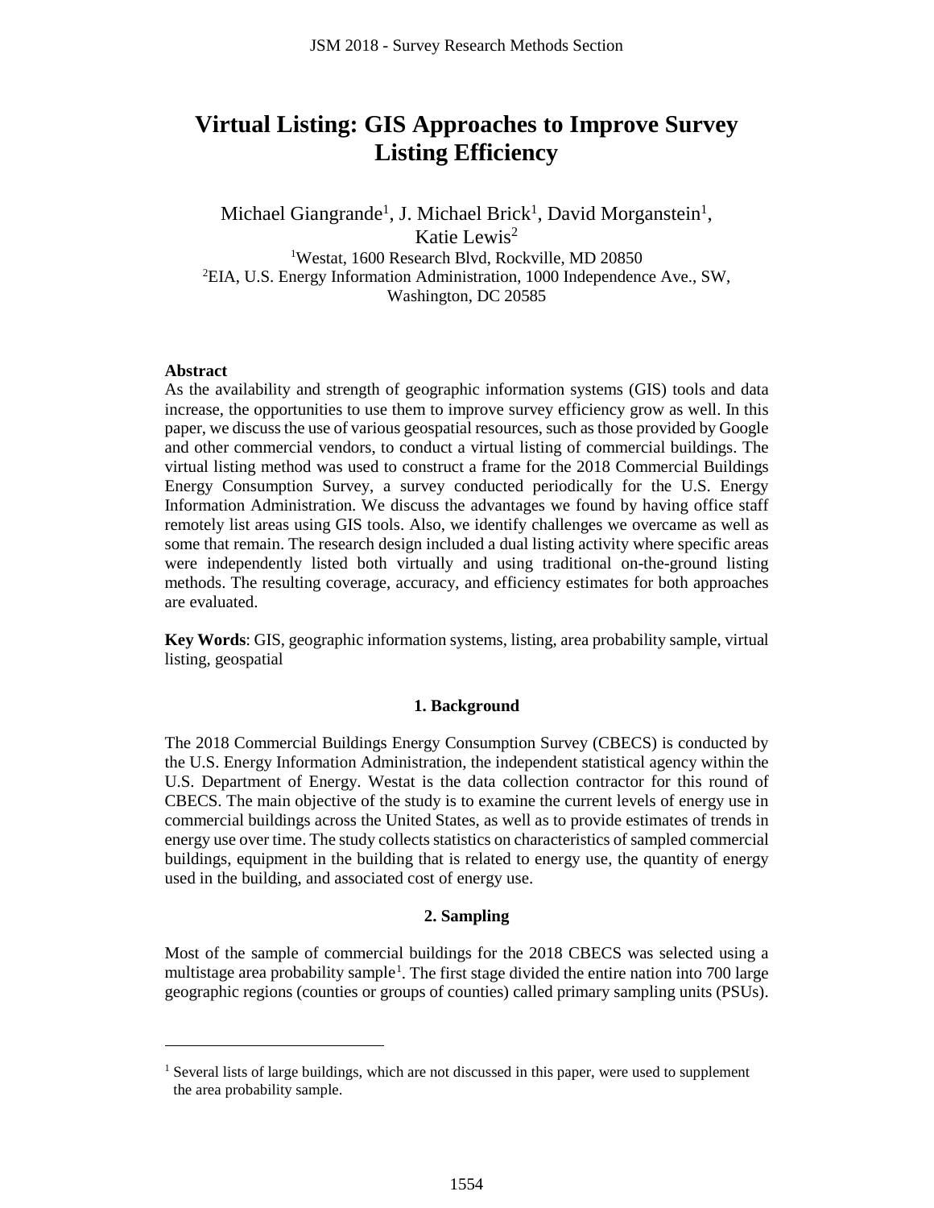# Virtual Listing: GIS Approaches to Improve Survey Listing Efficiency

Michael Giangrande[1], J. Michael Brick[1], David Morganstein[1], Katie Lewis[2]

[1]Westat, 1600 Research Blvd, Rockville, MD 20850

[2]EIA, U.S. Energy Information Administration, 1000 Independence Ave., SW, Washington, DC 20585

**Abstract**

As the availability and strength of geographic information systems (GIS) tools and data increase, the opportunities to use them to improve survey efficiency grow as well. In this paper, we discuss the use of various geospatial resources, such as those provided by Google and other commercial vendors, to conduct a virtual listing of commercial buildings. The virtual listing method was used to construct a frame for the 2018 Commercial Buildings Energy Consumption Survey, a survey conducted periodically for the U.S. Energy Information Administration. We discuss the advantages we found by having office staff remotely list areas using GIS tools. Also, we identify challenges we overcame as well as some that remain. The research design included a dual listing activity where specific areas were independently listed both virtually and using traditional on-the-ground listing methods. The resulting coverage, accuracy, and efficiency estimates for both approaches are evaluated.

**Key Words**: GIS, geographic information systems, listing, area probability sample, virtual listing, geospatial

## 1. Background

The 2018 Commercial Buildings Energy Consumption Survey (CBECS) is conducted by the U.S. Energy Information Administration, the independent statistical agency within the U.S. Department of Energy. Westat is the data collection contractor for this round of CBECS. The main objective of the study is to examine the current levels of energy use in commercial buildings across the United States, as well as to provide estimates of trends in energy use over time. The study collects statistics on characteristics of sampled commercial buildings, equipment in the building that is related to energy use, the quantity of energy used in the building, and associated cost of energy use.

## 2. Sampling

Most of the sample of commercial buildings for the 2018 CBECS was selected using a multistage area probability sample[1]. The first stage divided the entire nation into 700 large geographic regions (counties or groups of counties) called primary sampling units (PSUs).

[1] Several lists of large buildings, which are not discussed in this paper, were used to supplement the area probability sample.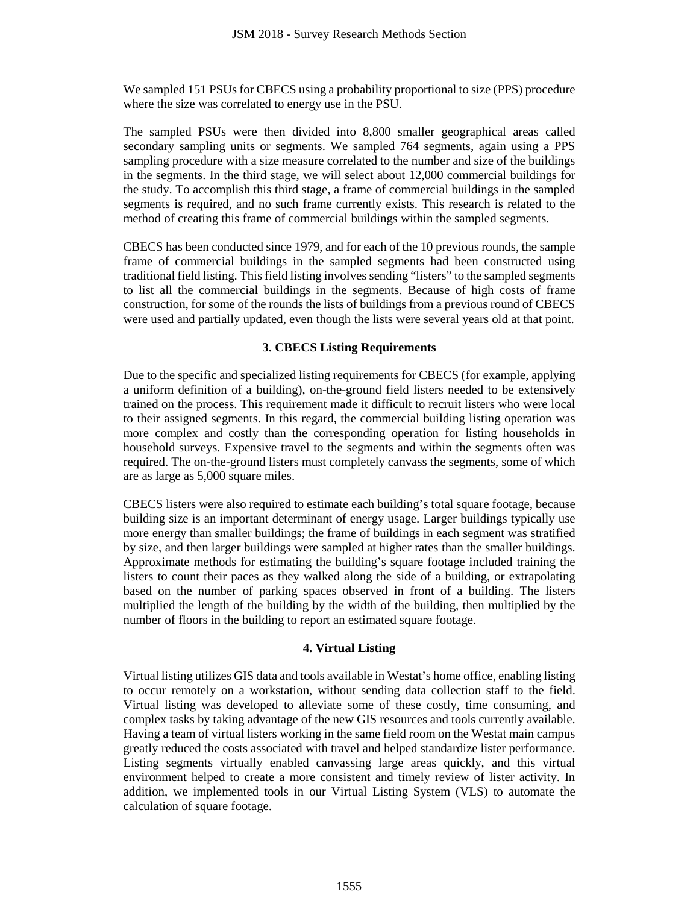We sampled 151 PSUs for CBECS using a probability proportional to size (PPS) procedure where the size was correlated to energy use in the PSU.

The sampled PSUs were then divided into 8,800 smaller geographical areas called secondary sampling units or segments. We sampled 764 segments, again using a PPS sampling procedure with a size measure correlated to the number and size of the buildings in the segments. In the third stage, we will select about 12,000 commercial buildings for the study. To accomplish this third stage, a frame of commercial buildings in the sampled segments is required, and no such frame currently exists. This research is related to the method of creating this frame of commercial buildings within the sampled segments.

CBECS has been conducted since 1979, and for each of the 10 previous rounds, the sample frame of commercial buildings in the sampled segments had been constructed using traditional field listing. This field listing involves sending "listers" to the sampled segments to list all the commercial buildings in the segments. Because of high costs of frame construction, for some of the rounds the lists of buildings from a previous round of CBECS were used and partially updated, even though the lists were several years old at that point.

## 3. CBECS Listing Requirements

Due to the specific and specialized listing requirements for CBECS (for example, applying a uniform definition of a building), on-the-ground field listers needed to be extensively trained on the process. This requirement made it difficult to recruit listers who were local to their assigned segments. In this regard, the commercial building listing operation was more complex and costly than the corresponding operation for listing households in household surveys. Expensive travel to the segments and within the segments often was required. The on-the-ground listers must completely canvass the segments, some of which are as large as 5,000 square miles.

CBECS listers were also required to estimate each building's total square footage, because building size is an important determinant of energy usage. Larger buildings typically use more energy than smaller buildings; the frame of buildings in each segment was stratified by size, and then larger buildings were sampled at higher rates than the smaller buildings. Approximate methods for estimating the building's square footage included training the listers to count their paces as they walked along the side of a building, or extrapolating based on the number of parking spaces observed in front of a building. The listers multiplied the length of the building by the width of the building, then multiplied by the number of floors in the building to report an estimated square footage.

## 4. Virtual Listing

Virtual listing utilizes GIS data and tools available in Westat's home office, enabling listing to occur remotely on a workstation, without sending data collection staff to the field. Virtual listing was developed to alleviate some of these costly, time consuming, and complex tasks by taking advantage of the new GIS resources and tools currently available. Having a team of virtual listers working in the same field room on the Westat main campus greatly reduced the costs associated with travel and helped standardize lister performance. Listing segments virtually enabled canvassing large areas quickly, and this virtual environment helped to create a more consistent and timely review of lister activity. In addition, we implemented tools in our Virtual Listing System (VLS) to automate the calculation of square footage.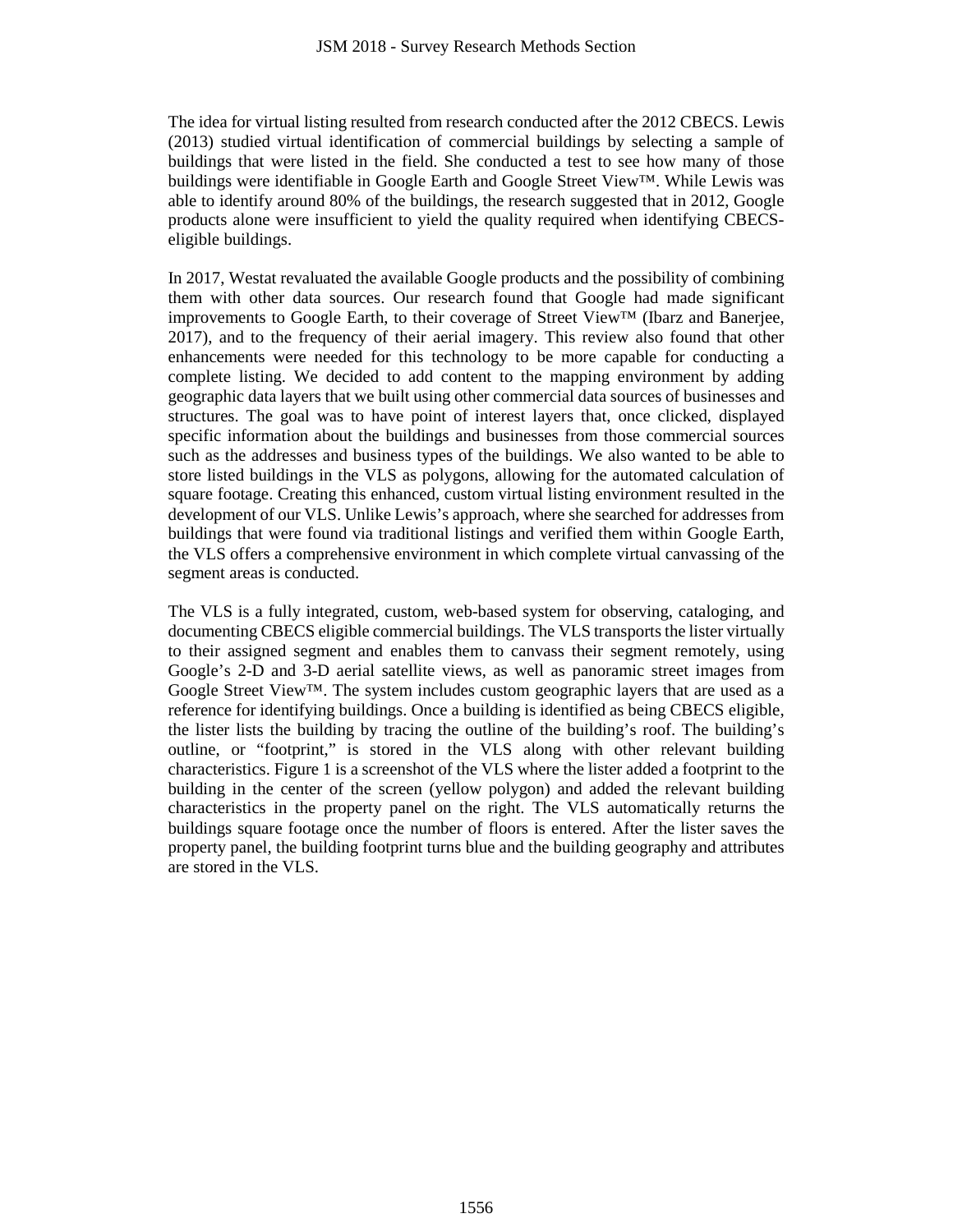The idea for virtual listing resulted from research conducted after the 2012 CBECS. Lewis (2013) studied virtual identification of commercial buildings by selecting a sample of buildings that were listed in the field. She conducted a test to see how many of those buildings were identifiable in Google Earth and Google Street View™. While Lewis was able to identify around 80% of the buildings, the research suggested that in 2012, Google products alone were insufficient to yield the quality required when identifying CBECS-eligible buildings.

In 2017, Westat revaluated the available Google products and the possibility of combining them with other data sources. Our research found that Google had made significant improvements to Google Earth, to their coverage of Street View™ (Ibarz and Banerjee, 2017), and to the frequency of their aerial imagery. This review also found that other enhancements were needed for this technology to be more capable for conducting a complete listing. We decided to add content to the mapping environment by adding geographic data layers that we built using other commercial data sources of businesses and structures. The goal was to have point of interest layers that, once clicked, displayed specific information about the buildings and businesses from those commercial sources such as the addresses and business types of the buildings. We also wanted to be able to store listed buildings in the VLS as polygons, allowing for the automated calculation of square footage. Creating this enhanced, custom virtual listing environment resulted in the development of our VLS. Unlike Lewis's approach, where she searched for addresses from buildings that were found via traditional listings and verified them within Google Earth, the VLS offers a comprehensive environment in which complete virtual canvassing of the segment areas is conducted.

The VLS is a fully integrated, custom, web-based system for observing, cataloging, and documenting CBECS eligible commercial buildings. The VLS transports the lister virtually to their assigned segment and enables them to canvass their segment remotely, using Google's 2-D and 3-D aerial satellite views, as well as panoramic street images from Google Street View™. The system includes custom geographic layers that are used as a reference for identifying buildings. Once a building is identified as being CBECS eligible, the lister lists the building by tracing the outline of the building's roof. The building's outline, or "footprint," is stored in the VLS along with other relevant building characteristics. Figure 1 is a screenshot of the VLS where the lister added a footprint to the building in the center of the screen (yellow polygon) and added the relevant building characteristics in the property panel on the right. The VLS automatically returns the buildings square footage once the number of floors is entered. After the lister saves the property panel, the building footprint turns blue and the building geography and attributes are stored in the VLS.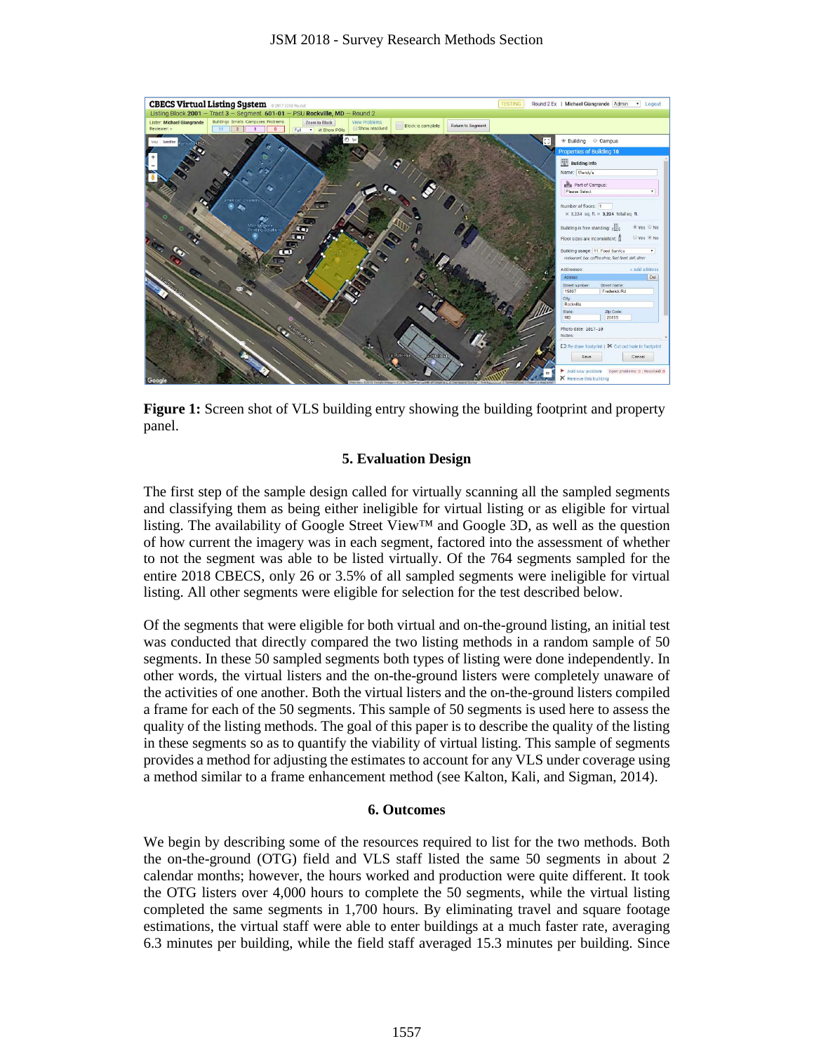**Figure 1:** Screen shot of VLS building entry showing the building footprint and property panel.

## 5. Evaluation Design

The first step of the sample design called for virtually scanning all the sampled segments and classifying them as being either ineligible for virtual listing or as eligible for virtual listing. The availability of Google Street View™ and Google 3D, as well as the question of how current the imagery was in each segment, factored into the assessment of whether to not the segment was able to be listed virtually. Of the 764 segments sampled for the entire 2018 CBECS, only 26 or 3.5% of all sampled segments were ineligible for virtual listing. All other segments were eligible for selection for the test described below.

Of the segments that were eligible for both virtual and on-the-ground listing, an initial test was conducted that directly compared the two listing methods in a random sample of 50 segments. In these 50 sampled segments both types of listing were done independently. In other words, the virtual listers and the on-the-ground listers were completely unaware of the activities of one another. Both the virtual listers and the on-the-ground listers compiled a frame for each of the 50 segments. This sample of 50 segments is used here to assess the quality of the listing methods. The goal of this paper is to describe the quality of the listing in these segments so as to quantify the viability of virtual listing. This sample of segments provides a method for adjusting the estimates to account for any VLS under coverage using a method similar to a frame enhancement method (see Kalton, Kali, and Sigman, 2014).

## 6. Outcomes

We begin by describing some of the resources required to list for the two methods. Both the on-the-ground (OTG) field and VLS staff listed the same 50 segments in about 2 calendar months; however, the hours worked and production were quite different. It took the OTG listers over 4,000 hours to complete the 50 segments, while the virtual listing completed the same segments in 1,700 hours. By eliminating travel and square footage estimations, the virtual staff were able to enter buildings at a much faster rate, averaging 6.3 minutes per building, while the field staff averaged 15.3 minutes per building. Since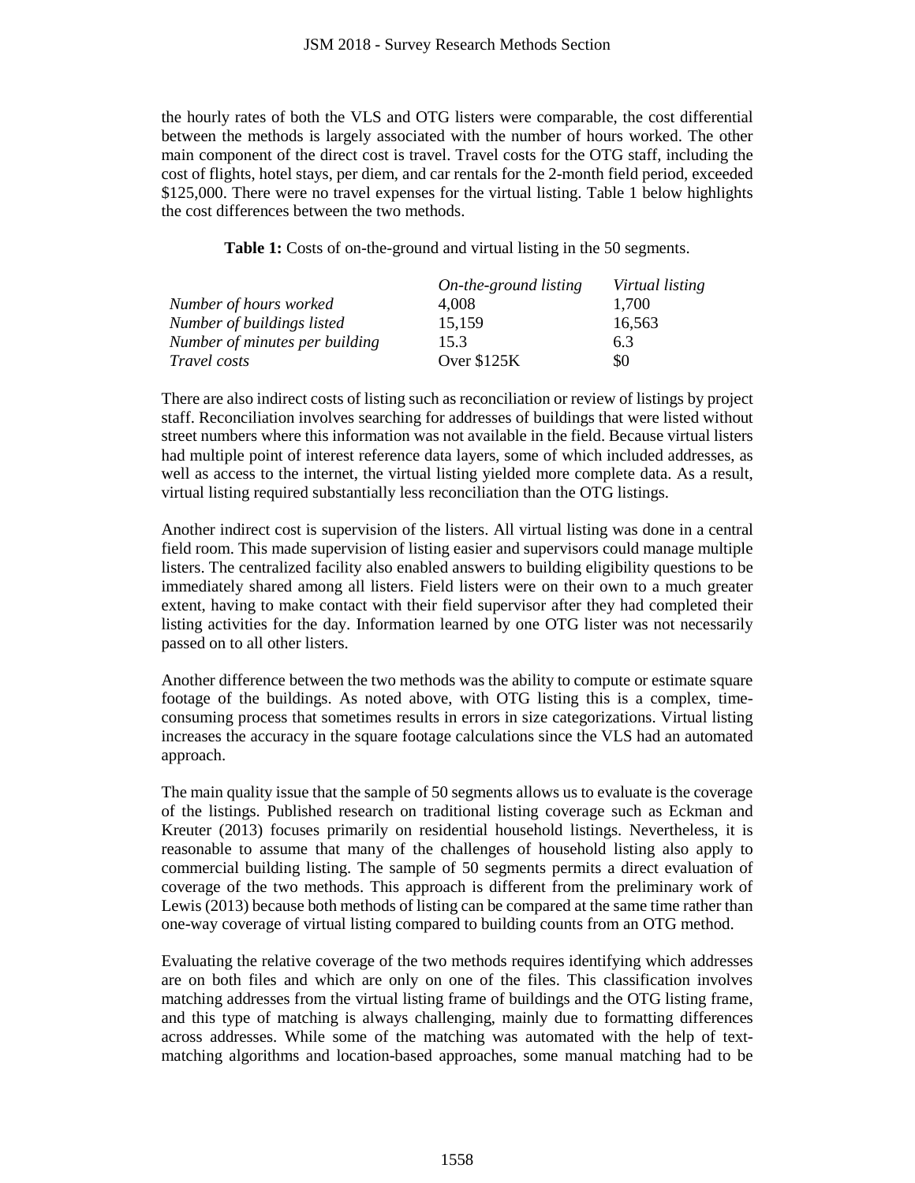the hourly rates of both the VLS and OTG listers were comparable, the cost differential between the methods is largely associated with the number of hours worked. The other main component of the direct cost is travel. Travel costs for the OTG staff, including the cost of flights, hotel stays, per diem, and car rentals for the 2-month field period, exceeded \$125,000. There were no travel expenses for the virtual listing. Table 1 below highlights the cost differences between the two methods.

**Table 1:** Costs of on-the-ground and virtual listing in the 50 segments.

| | *On-the-ground listing* | *Virtual listing* |
|---|---|---|
| *Number of hours worked* | 4,008 | 1,700 |
| *Number of buildings listed* | 15,159 | 16,563 |
| *Number of minutes per building* | 15.3 | 6.3 |
| *Travel costs* | Over \$125K | \$0 |

There are also indirect costs of listing such as reconciliation or review of listings by project staff. Reconciliation involves searching for addresses of buildings that were listed without street numbers where this information was not available in the field. Because virtual listers had multiple point of interest reference data layers, some of which included addresses, as well as access to the internet, the virtual listing yielded more complete data. As a result, virtual listing required substantially less reconciliation than the OTG listings.

Another indirect cost is supervision of the listers. All virtual listing was done in a central field room. This made supervision of listing easier and supervisors could manage multiple listers. The centralized facility also enabled answers to building eligibility questions to be immediately shared among all listers. Field listers were on their own to a much greater extent, having to make contact with their field supervisor after they had completed their listing activities for the day. Information learned by one OTG lister was not necessarily passed on to all other listers.

Another difference between the two methods was the ability to compute or estimate square footage of the buildings. As noted above, with OTG listing this is a complex, time-consuming process that sometimes results in errors in size categorizations. Virtual listing increases the accuracy in the square footage calculations since the VLS had an automated approach.

The main quality issue that the sample of 50 segments allows us to evaluate is the coverage of the listings. Published research on traditional listing coverage such as Eckman and Kreuter (2013) focuses primarily on residential household listings. Nevertheless, it is reasonable to assume that many of the challenges of household listing also apply to commercial building listing. The sample of 50 segments permits a direct evaluation of coverage of the two methods. This approach is different from the preliminary work of Lewis (2013) because both methods of listing can be compared at the same time rather than one-way coverage of virtual listing compared to building counts from an OTG method.

Evaluating the relative coverage of the two methods requires identifying which addresses are on both files and which are only on one of the files. This classification involves matching addresses from the virtual listing frame of buildings and the OTG listing frame, and this type of matching is always challenging, mainly due to formatting differences across addresses. While some of the matching was automated with the help of text-matching algorithms and location-based approaches, some manual matching had to be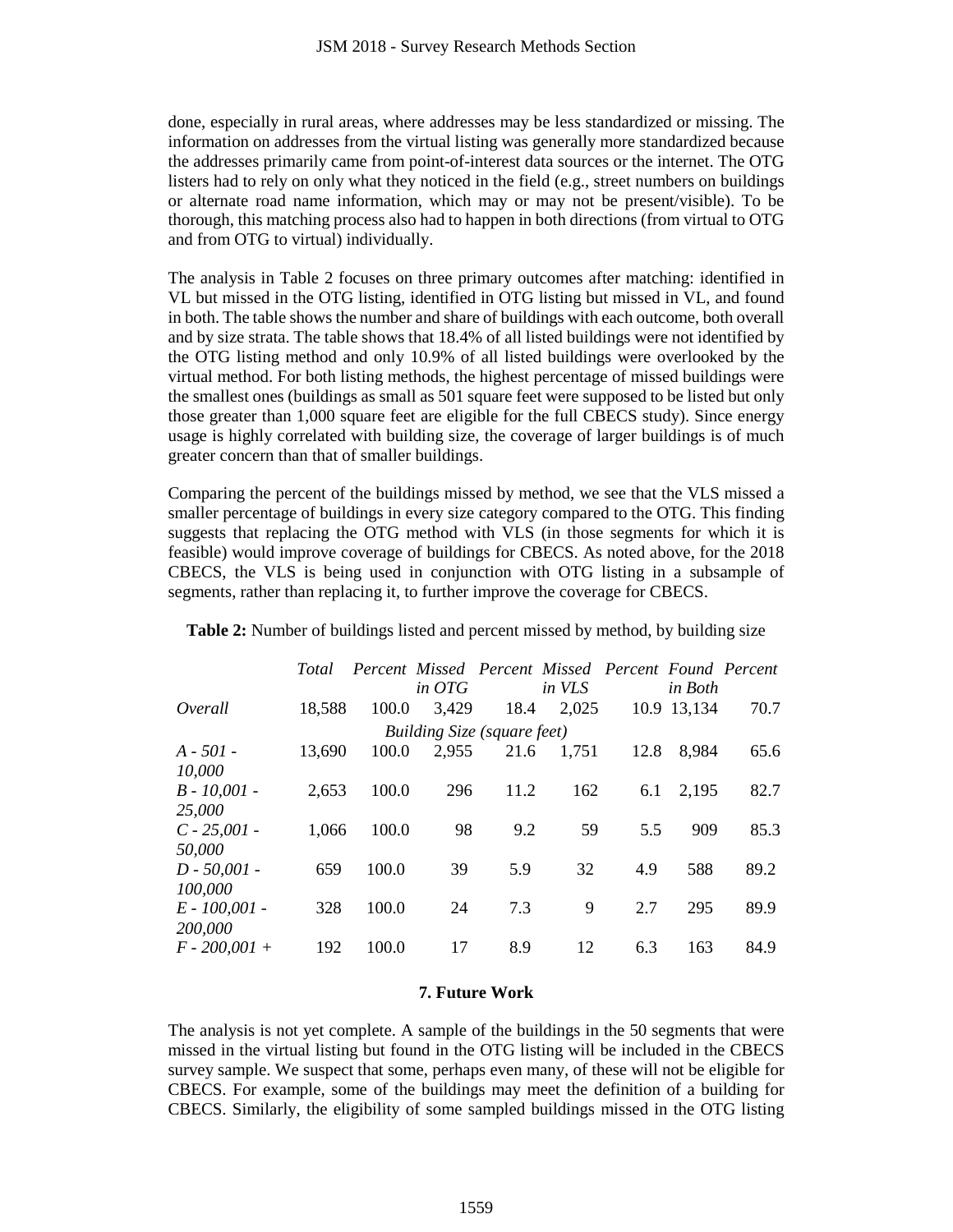done, especially in rural areas, where addresses may be less standardized or missing. The information on addresses from the virtual listing was generally more standardized because the addresses primarily came from point-of-interest data sources or the internet. The OTG listers had to rely on only what they noticed in the field (e.g., street numbers on buildings or alternate road name information, which may or may not be present/visible). To be thorough, this matching process also had to happen in both directions (from virtual to OTG and from OTG to virtual) individually.

The analysis in Table 2 focuses on three primary outcomes after matching: identified in VL but missed in the OTG listing, identified in OTG listing but missed in VL, and found in both. The table shows the number and share of buildings with each outcome, both overall and by size strata. The table shows that 18.4% of all listed buildings were not identified by the OTG listing method and only 10.9% of all listed buildings were overlooked by the virtual method. For both listing methods, the highest percentage of missed buildings were the smallest ones (buildings as small as 501 square feet were supposed to be listed but only those greater than 1,000 square feet are eligible for the full CBECS study). Since energy usage is highly correlated with building size, the coverage of larger buildings is of much greater concern than that of smaller buildings.

Comparing the percent of the buildings missed by method, we see that the VLS missed a smaller percentage of buildings in every size category compared to the OTG. This finding suggests that replacing the OTG method with VLS (in those segments for which it is feasible) would improve coverage of buildings for CBECS. As noted above, for the 2018 CBECS, the VLS is being used in conjunction with OTG listing in a subsample of segments, rather than replacing it, to further improve the coverage for CBECS.

**Table 2:** Number of buildings listed and percent missed by method, by building size

| | *Total* | *Percent* | *Missed in OTG* | *Percent* | *Missed in VLS* | *Percent* | *Found in Both* | *Percent* |
|---|---|---|---|---|---|---|---|---|
| *Overall* | 18,588 | 100.0 | 3,429 | 18.4 | 2,025 | 10.9 | 13,134 | 70.7 |
| | | | *Building Size (square feet)* | | | | | |
| *A - 501 - 10,000* | 13,690 | 100.0 | 2,955 | 21.6 | 1,751 | 12.8 | 8,984 | 65.6 |
| *B - 10,001 - 25,000* | 2,653 | 100.0 | 296 | 11.2 | 162 | 6.1 | 2,195 | 82.7 |
| *C - 25,001 - 50,000* | 1,066 | 100.0 | 98 | 9.2 | 59 | 5.5 | 909 | 85.3 |
| *D - 50,001 - 100,000* | 659 | 100.0 | 39 | 5.9 | 32 | 4.9 | 588 | 89.2 |
| *E - 100,001 - 200,000* | 328 | 100.0 | 24 | 7.3 | 9 | 2.7 | 295 | 89.9 |
| *F - 200,001 +* | 192 | 100.0 | 17 | 8.9 | 12 | 6.3 | 163 | 84.9 |

## 7. Future Work

The analysis is not yet complete. A sample of the buildings in the 50 segments that were missed in the virtual listing but found in the OTG listing will be included in the CBECS survey sample. We suspect that some, perhaps even many, of these will not be eligible for CBECS. For example, some of the buildings may meet the definition of a building for CBECS. Similarly, the eligibility of some sampled buildings missed in the OTG listing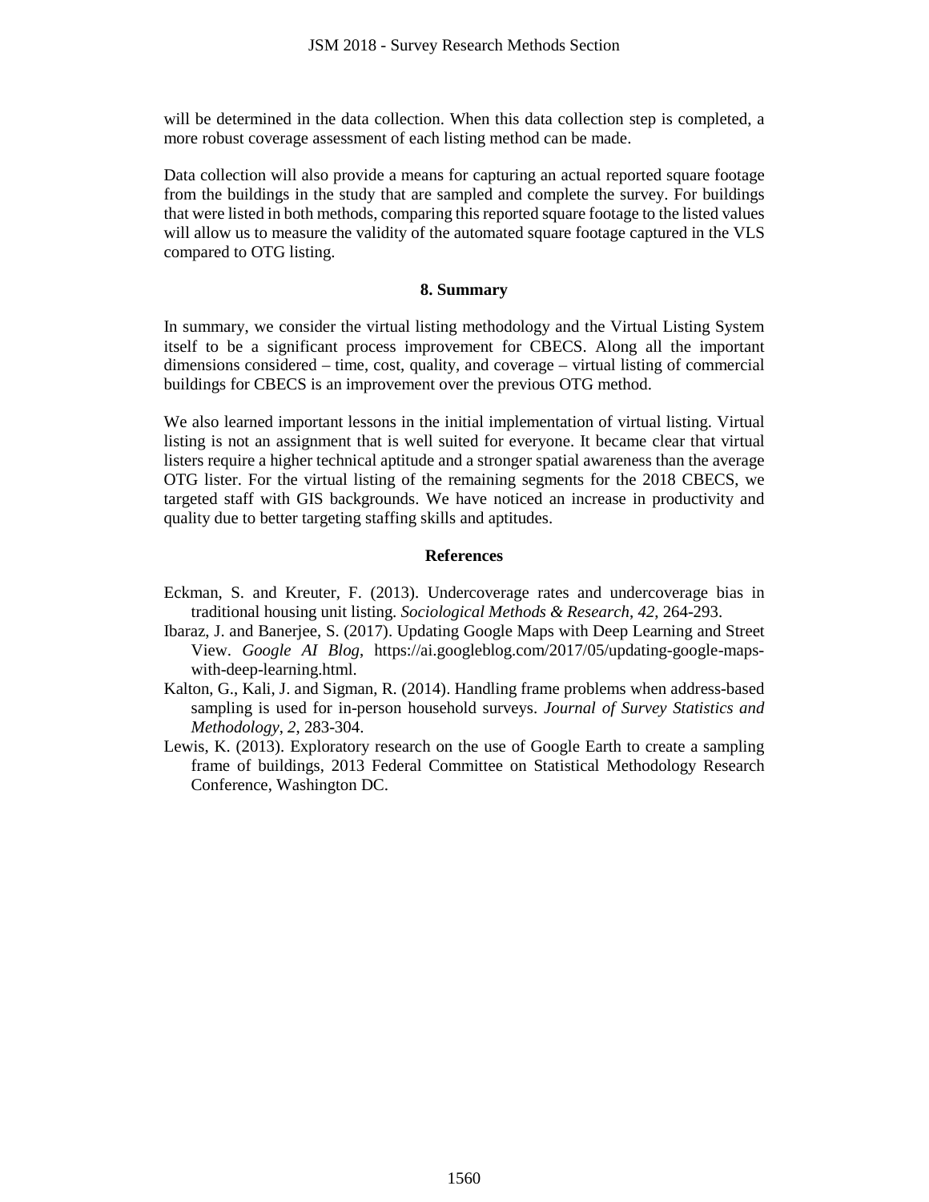will be determined in the data collection. When this data collection step is completed, a more robust coverage assessment of each listing method can be made.

Data collection will also provide a means for capturing an actual reported square footage from the buildings in the study that are sampled and complete the survey. For buildings that were listed in both methods, comparing this reported square footage to the listed values will allow us to measure the validity of the automated square footage captured in the VLS compared to OTG listing.

## 8. Summary

In summary, we consider the virtual listing methodology and the Virtual Listing System itself to be a significant process improvement for CBECS. Along all the important dimensions considered – time, cost, quality, and coverage – virtual listing of commercial buildings for CBECS is an improvement over the previous OTG method.

We also learned important lessons in the initial implementation of virtual listing. Virtual listing is not an assignment that is well suited for everyone. It became clear that virtual listers require a higher technical aptitude and a stronger spatial awareness than the average OTG lister. For the virtual listing of the remaining segments for the 2018 CBECS, we targeted staff with GIS backgrounds. We have noticed an increase in productivity and quality due to better targeting staffing skills and aptitudes.

## References

Eckman, S. and Kreuter, F. (2013). Undercoverage rates and undercoverage bias in traditional housing unit listing. *Sociological Methods & Research*, *42*, 264-293.

Ibaraz, J. and Banerjee, S. (2017). Updating Google Maps with Deep Learning and Street View. *Google AI Blog*, https://ai.googleblog.com/2017/05/updating-google-maps-with-deep-learning.html.

Kalton, G., Kali, J. and Sigman, R. (2014). Handling frame problems when address-based sampling is used for in-person household surveys. *Journal of Survey Statistics and Methodology*, *2*, 283-304.

Lewis, K. (2013). Exploratory research on the use of Google Earth to create a sampling frame of buildings, 2013 Federal Committee on Statistical Methodology Research Conference, Washington DC.